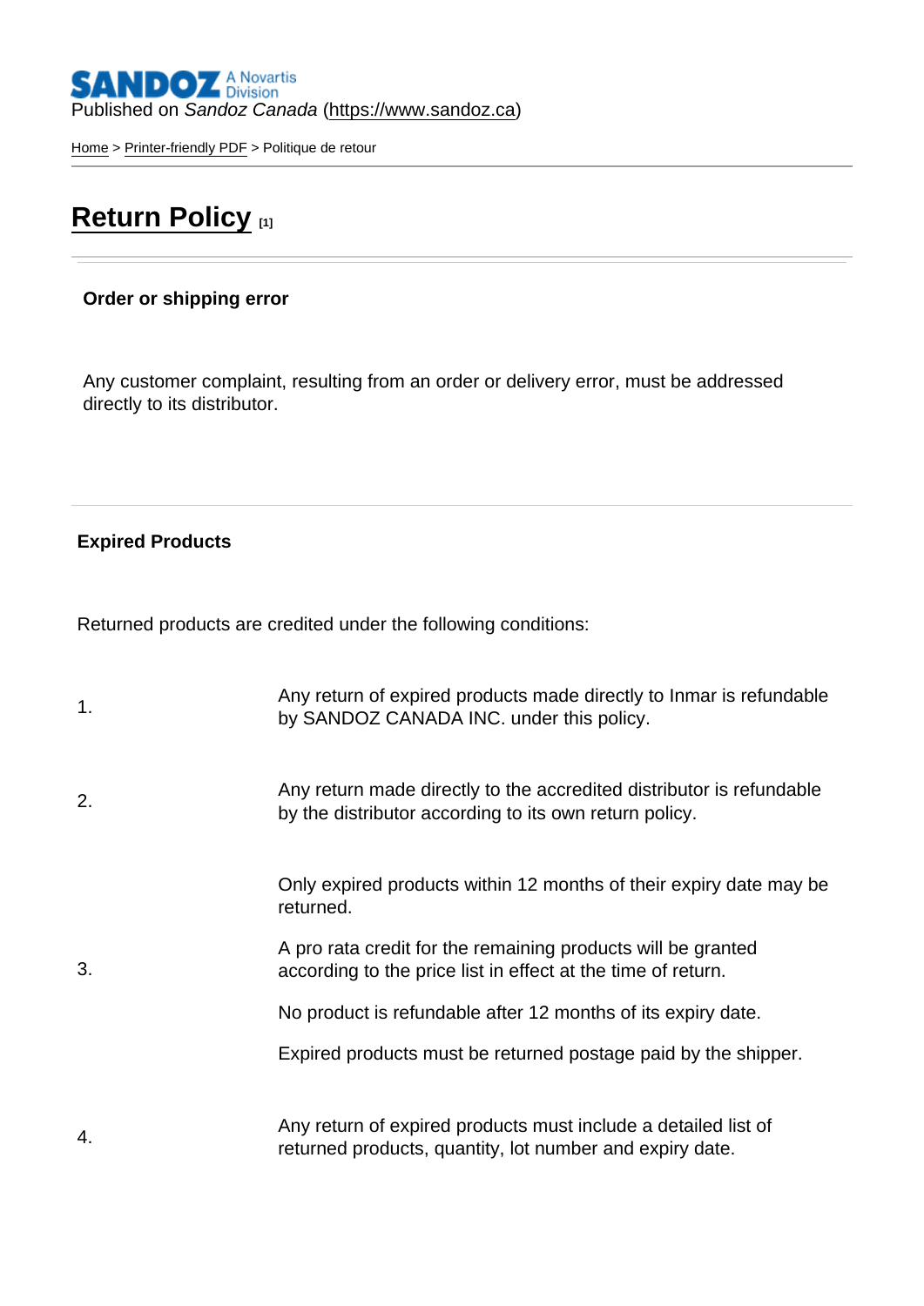Published on *Sandoz Canada* (https://www.sandoz.ca)

Home > Printer-friendly PDF > Politique de retour

# Return Policy [1]

**Order or shipping error**

Any customer complaint, resulting from an order or delivery error, must be addressed directly to its distributor.

**Expired Products**

Returned products are credited under the following conditions:

| | |
|---|---|
| 1. | Any return of expired products made directly to Inmar is refundable by SANDOZ CANADA INC. under this policy. |
| 2. | Any return made directly to the accredited distributor is refundable by the distributor according to its own return policy. |
| 3. | Only expired products within 12 months of their expiry date may be returned.<br><br>A pro rata credit for the remaining products will be granted according to the price list in effect at the time of return.<br><br>No product is refundable after 12 months of its expiry date.<br><br>Expired products must be returned postage paid by the shipper. |
| 4. | Any return of expired products must include a detailed list of returned products, quantity, lot number and expiry date. |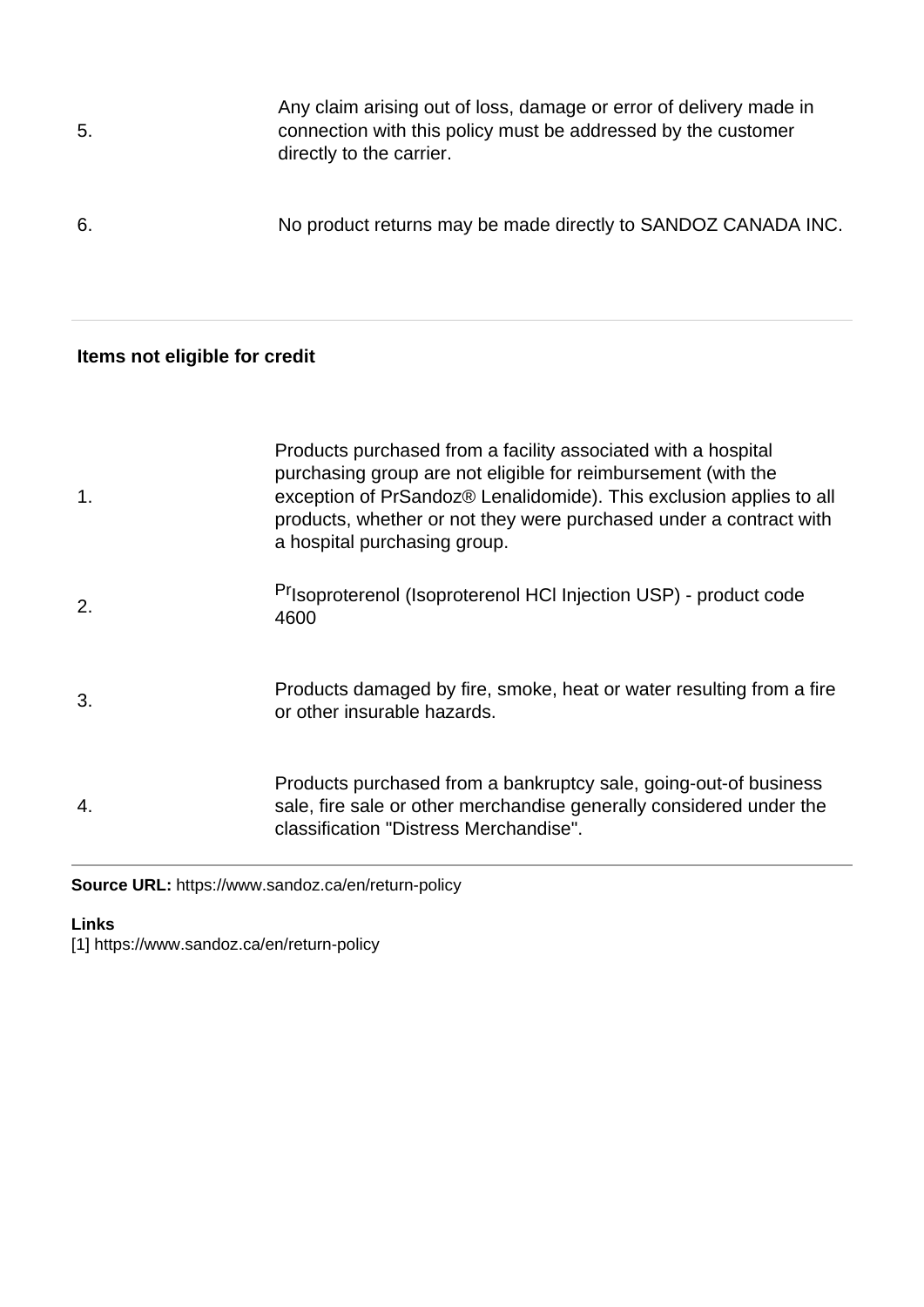| | |
|---|---|
| 5. | Any claim arising out of loss, damage or error of delivery made in connection with this policy must be addressed by the customer directly to the carrier. |
| 6. | No product returns may be made directly to SANDOZ CANADA INC. |

**Items not eligible for credit**

| | |
|---|---|
| 1. | Products purchased from a facility associated with a hospital purchasing group are not eligible for reimbursement (with the exception of PrSandoz® Lenalidomide). This exclusion applies to all products, whether or not they were purchased under a contract with a hospital purchasing group. |
| 2. | PrIsoproterenol (Isoproterenol HCl Injection USP) - product code 4600 |
| 3. | Products damaged by fire, smoke, heat or water resulting from a fire or other insurable hazards. |
| 4. | Products purchased from a bankruptcy sale, going-out-of business sale, fire sale or other merchandise generally considered under the classification "Distress Merchandise". |

**Source URL:** https://www.sandoz.ca/en/return-policy

**Links**
[1] https://www.sandoz.ca/en/return-policy